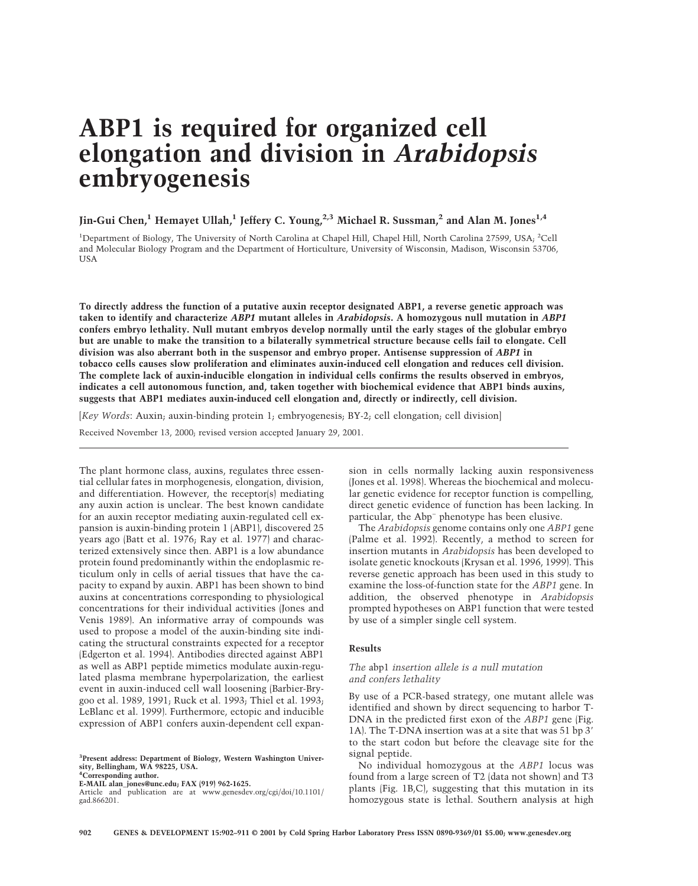# ABP1 is required for organized cell elongation and division in *Arabidopsis* embryogenesis

**Jin-Gui Chen,[1] Hemayet Ullah,[1] Jeffery C. Young,[2,3] Michael R. Sussman,[2] and Alan M. Jones[1,4]**

[1]Department of Biology, The University of North Carolina at Chapel Hill, Chapel Hill, North Carolina 27599, USA; [2]Cell and Molecular Biology Program and the Department of Horticulture, University of Wisconsin, Madison, Wisconsin 53706, USA

**To directly address the function of a putative auxin receptor designated ABP1, a reverse genetic approach was taken to identify and characterize *ABP1* mutant alleles in *Arabidopsis*. A homozygous null mutation in *ABP1* confers embryo lethality. Null mutant embryos develop normally until the early stages of the globular embryo but are unable to make the transition to a bilaterally symmetrical structure because cells fail to elongate. Cell division was also aberrant both in the suspensor and embryo proper. Antisense suppression of *ABP1* in tobacco cells causes slow proliferation and eliminates auxin-induced cell elongation and reduces cell division. The complete lack of auxin-inducible elongation in individual cells confirms the results observed in embryos, indicates a cell autonomous function, and, taken together with biochemical evidence that ABP1 binds auxins, suggests that ABP1 mediates auxin-induced cell elongation and, directly or indirectly, cell division.**

[*Key Words*: Auxin; auxin-binding protein 1; embryogenesis; BY-2; cell elongation; cell division]

Received November 13, 2000; revised version accepted January 29, 2001.

The plant hormone class, auxins, regulates three essential cellular fates in morphogenesis, elongation, division, and differentiation. However, the receptor(s) mediating any auxin action is unclear. The best known candidate for an auxin receptor mediating auxin-regulated cell expansion is auxin-binding protein 1 (ABP1), discovered 25 years ago (Batt et al. 1976; Ray et al. 1977) and characterized extensively since then. ABP1 is a low abundance protein found predominantly within the endoplasmic reticulum only in cells of aerial tissues that have the capacity to expand by auxin. ABP1 has been shown to bind auxins at concentrations corresponding to physiological concentrations for their individual activities (Jones and Venis 1989). An informative array of compounds was used to propose a model of the auxin-binding site indicating the structural constraints expected for a receptor (Edgerton et al. 1994). Antibodies directed against ABP1 as well as ABP1 peptide mimetics modulate auxin-regulated plasma membrane hyperpolarization, the earliest event in auxin-induced cell wall loosening (Barbier-Brygoo et al. 1989, 1991; Ruck et al. 1993; Thiel et al. 1993; LeBlanc et al. 1999). Furthermore, ectopic and inducible expression of ABP1 confers auxin-dependent cell expansion in cells normally lacking auxin responsiveness (Jones et al. 1998). Whereas the biochemical and molecular genetic evidence for receptor function is compelling, direct genetic evidence of function has been lacking. In particular, the Abp$^-$ phenotype has been elusive.

The *Arabidopsis* genome contains only one *ABP1* gene (Palme et al. 1992). Recently, a method to screen for insertion mutants in *Arabidopsis* has been developed to isolate genetic knockouts (Krysan et al. 1996, 1999). This reverse genetic approach has been used in this study to examine the loss-of-function state for the *ABP1* gene. In addition, the observed phenotype in *Arabidopsis* prompted hypotheses on ABP1 function that were tested by use of a simpler single cell system.

## Results

### *The* abp1 *insertion allele is a null mutation and confers lethality*

By use of a PCR-based strategy, one mutant allele was identified and shown by direct sequencing to harbor T-DNA in the predicted first exon of the *ABP1* gene (Fig. 1A). The T-DNA insertion was at a site that was 51 bp 3′ to the start codon but before the cleavage site for the signal peptide.

No individual homozygous at the *ABP1* locus was found from a large screen of T2 (data not shown) and T3 plants (Fig. 1B,C), suggesting that this mutation in its homozygous state is lethal. Southern analysis at high

[3]Present address: Department of Biology, Western Washington University, Bellingham, WA 98225, USA.
[4]Corresponding author.
E-MAIL alan_jones@unc.edu; FAX (919) 962-1625.
Article and publication are at www.genesdev.org/cgi/doi/10.1101/gad.866201.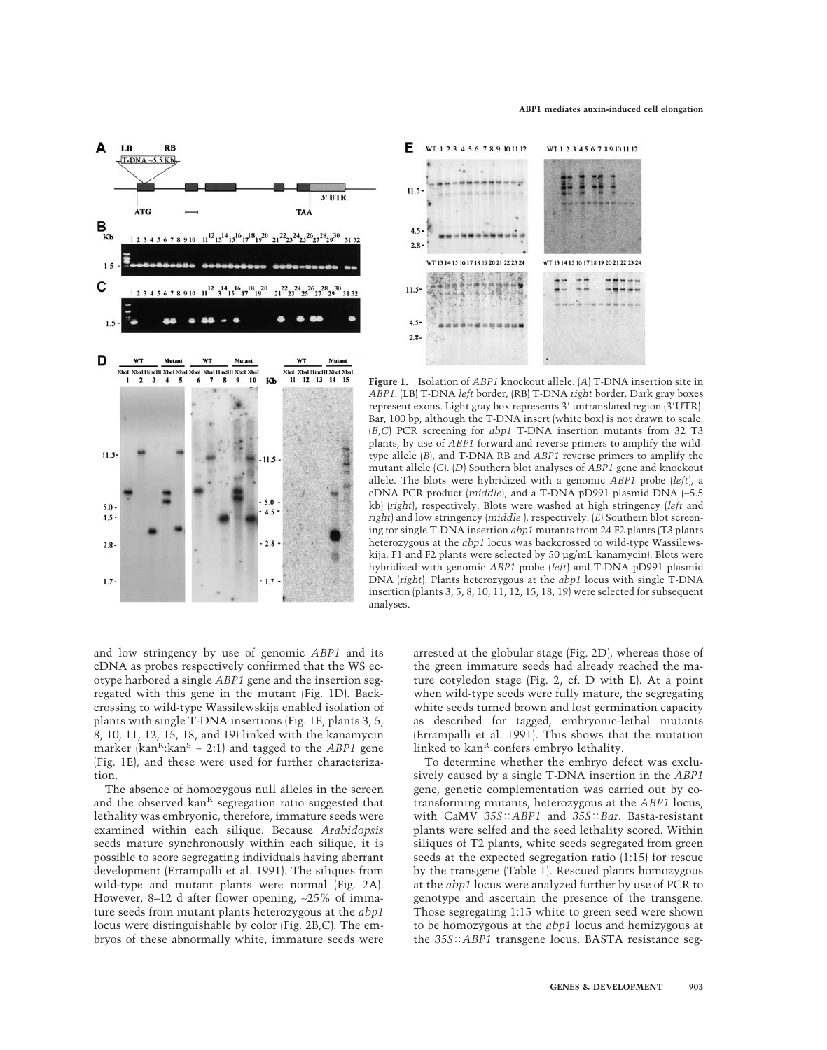**Figure 1.** Isolation of *ABP1* knockout allele. (*A*) T-DNA insertion site in *ABP1*. (LB) T-DNA *left* border, (RB) T-DNA *right* border. Dark gray boxes represent exons. Light gray box represents 3′ untranslated region (3′UTR). Bar, 100 bp, although the T-DNA insert (white box) is not drawn to scale. (*B*,*C*) PCR screening for *abp1* T-DNA insertion mutants from 32 T3 plants, by use of *ABP1* forward and reverse primers to amplify the wild-type allele (*B*), and T-DNA RB and *ABP1* reverse primers to amplify the mutant allele (*C*). (*D*) Southern blot analyses of *ABP1* gene and knockout allele. The blots were hybridized with a genomic *ABP1* probe (*left*), a cDNA PCR product (*middle*), and a T-DNA pD991 plasmid DNA (~5.5 kb) (*right*), respectively. Blots were washed at high stringency (*left* and *right*) and low stringency (*middle*), respectively. (*E*) Southern blot screening for single T-DNA insertion *abp1* mutants from 24 F2 plants (T3 plants heterozygous at the *abp1* locus was backcrossed to wild-type Wassilewskija. F1 and F2 plants were selected by 50 µg/mL kanamycin). Blots were hybridized with genomic *ABP1* probe (*left*) and T-DNA pD991 plasmid DNA (*right*). Plants heterozygous at the *abp1* locus with single T-DNA insertion (plants 3, 5, 8, 10, 11, 12, 15, 18, 19) were selected for subsequent analyses.

and low stringency by use of genomic *ABP1* and its cDNA as probes respectively confirmed that the WS ecotype harbored a single *ABP1* gene and the insertion segregated with this gene in the mutant (Fig. 1D). Backcrossing to wild-type Wassilewskija enabled isolation of plants with single T-DNA insertions (Fig. 1E, plants 3, 5, 8, 10, 11, 12, 15, 18, and 19) linked with the kanamycin marker ($kan^R$:$kan^S$ = 2:1) and tagged to the *ABP1* gene (Fig. 1E), and these were used for further characterization.

The absence of homozygous null alleles in the screen and the observed $kan^R$ segregation ratio suggested that lethality was embryonic, therefore, immature seeds were examined within each silique. Because *Arabidopsis* seeds mature synchronously within each silique, it is possible to score segregating individuals having aberrant development (Errampalli et al. 1991). The siliques from wild-type and mutant plants were normal (Fig. 2A). However, 8–12 d after flower opening, ~25% of immature seeds from mutant plants heterozygous at the *abp1* locus were distinguishable by color (Fig. 2B,C). The embryos of these abnormally white, immature seeds were arrested at the globular stage (Fig. 2D), whereas those of the green immature seeds had already reached the mature cotyledon stage (Fig. 2, cf. D with E). At a point when wild-type seeds were fully mature, the segregating white seeds turned brown and lost germination capacity as described for tagged, embryonic-lethal mutants (Errampalli et al. 1991). This shows that the mutation linked to $kan^R$ confers embryo lethality.

To determine whether the embryo defect was exclusively caused by a single T-DNA insertion in the *ABP1* gene, genetic complementation was carried out by cotransforming mutants, heterozygous at the *ABP1* locus, with CaMV *35S::ABP1* and *35S::Bar*. Basta-resistant plants were selfed and the seed lethality scored. Within siliques of T2 plants, white seeds segregated from green seeds at the expected segregation ratio (1:15) for rescue by the transgene (Table 1). Rescued plants homozygous at the *abp1* locus were analyzed further by use of PCR to genotype and ascertain the presence of the transgene. Those segregating 1:15 white to green seed were shown to be homozygous at the *abp1* locus and hemizygous at the *35S::ABP1* transgene locus. BASTA resistance seg-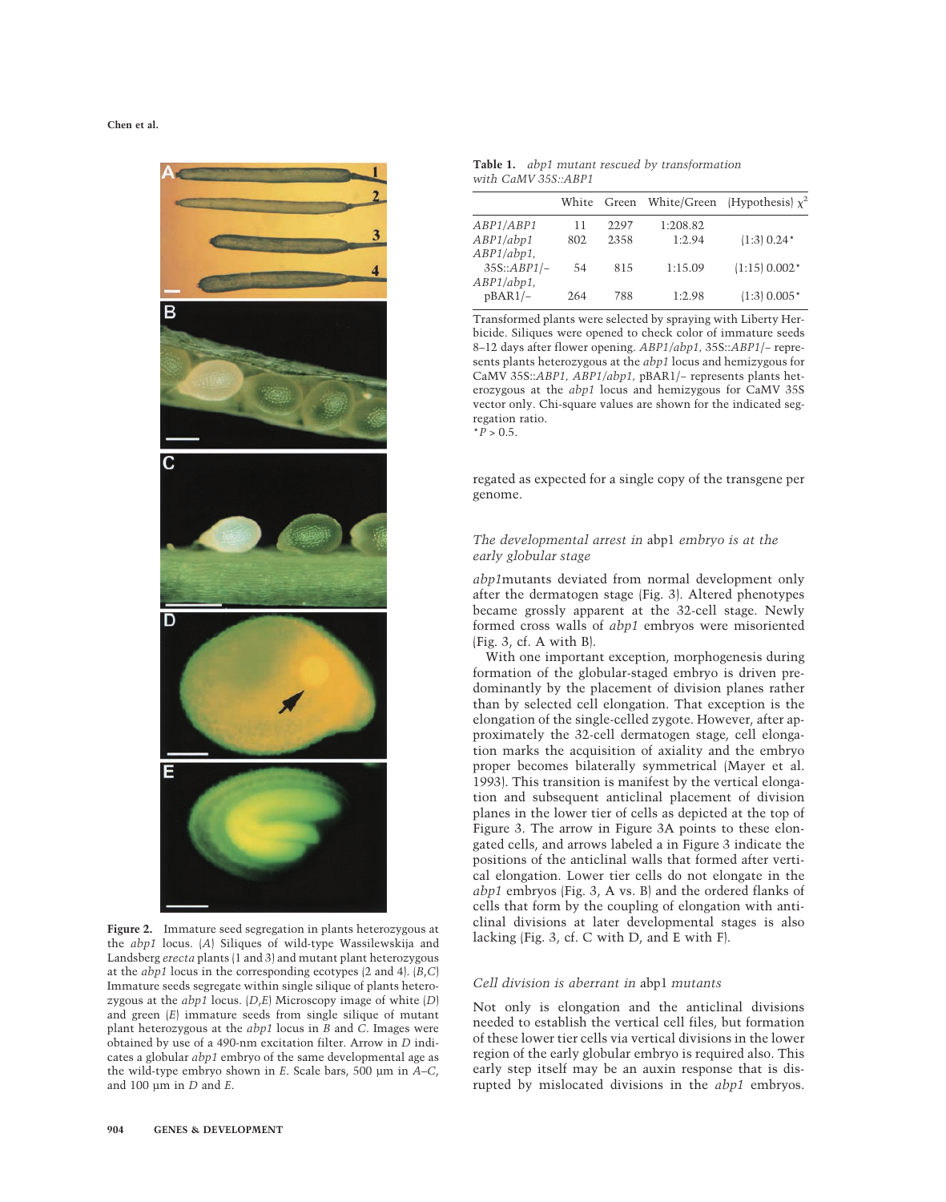**Figure 2.** Immature seed segregation in plants heterozygous at the *abp1* locus. (*A*) Siliques of wild-type Wassilewskija and Landsberg *erecta* plants (1 and 3) and mutant plant heterozygous at the *abp1* locus in the corresponding ecotypes (2 and 4). (*B*,*C*) Immature seeds segregate within single silique of plants heterozygous at the *abp1* locus. (*D*,*E*) Microscopy image of white (*D*) and green (*E*) immature seeds from single silique of mutant plant heterozygous at the *abp1* locus in *B* and *C*. Images were obtained by use of a 490-nm excitation filter. Arrow in *D* indicates a globular *abp1* embryo of the same developmental age as the wild-type embryo shown in *E*. Scale bars, 500 µm in *A*–*C*, and 100 µm in *D* and *E*.

**Table 1.** *abp1 mutant rescued by transformation with CaMV 35S::ABP1*

| | White | Green | White/Green | (Hypothesis) $\chi^2$ |
|---|---|---|---|---|
| *ABP1/ABP1* | 11 | 2297 | 1:208.82 | |
| *ABP1/abp1* | 802 | 2358 | 1:2.94 | (1:3) 0.24* |
| *ABP1/abp1*, 35S::*ABP1*/– | 54 | 815 | 1:15.09 | (1:15) 0.002* |
| *ABP1/abp1*, pBAR1/– | 264 | 788 | 1:2.98 | (1:3) 0.005* |

Transformed plants were selected by spraying with Liberty Herbicide. Siliques were opened to check color of immature seeds 8–12 days after flower opening. *ABP1/abp1*, 35S::*ABP1*/– represents plants heterozygous at the *abp1* locus and hemizygous for CaMV 35S::*ABP1*. *ABP1/abp1*, pBAR1/– represents plants heterozygous at the *abp1* locus and hemizygous for CaMV 35S vector only. Chi-square values are shown for the indicated segregation ratio.
*$P > 0.5$.

regated as expected for a single copy of the transgene per genome.

### *The developmental arrest in* abp1 *embryo is at the early globular stage*

*abp1*mutants deviated from normal development only after the dermatogen stage (Fig. 3). Altered phenotypes became grossly apparent at the 32-cell stage. Newly formed cross walls of *abp1* embryos were misoriented (Fig. 3, cf. A with B).

With one important exception, morphogenesis during formation of the globular-staged embryo is driven predominantly by the placement of division planes rather than by selected cell elongation. That exception is the elongation of the single-celled zygote. However, after approximately the 32-cell dermatogen stage, cell elongation marks the acquisition of axiality and the embryo proper becomes bilaterally symmetrical (Mayer et al. 1993). This transition is manifest by the vertical elongation and subsequent anticlinal placement of division planes in the lower tier of cells as depicted at the top of Figure 3. The arrow in Figure 3A points to these elongated cells, and arrows labeled a in Figure 3 indicate the positions of the anticlinal walls that formed after vertical cell elongation. Lower tier cells do not elongate in the *abp1* embryos (Fig. 3, A vs. B) and the ordered flanks of cells that form by the coupling of elongation with anticlinal divisions at later developmental stages is also lacking (Fig. 3, cf. C with D, and E with F).

### *Cell division is aberrant in* abp1 *mutants*

Not only is elongation and the anticlinal divisions needed to establish the vertical cell files, but formation of these lower tier cells via vertical divisions in the lower region of the early globular embryo is required also. This early step itself may be an auxin response that is disrupted by mislocated divisions in the *abp1* embryos.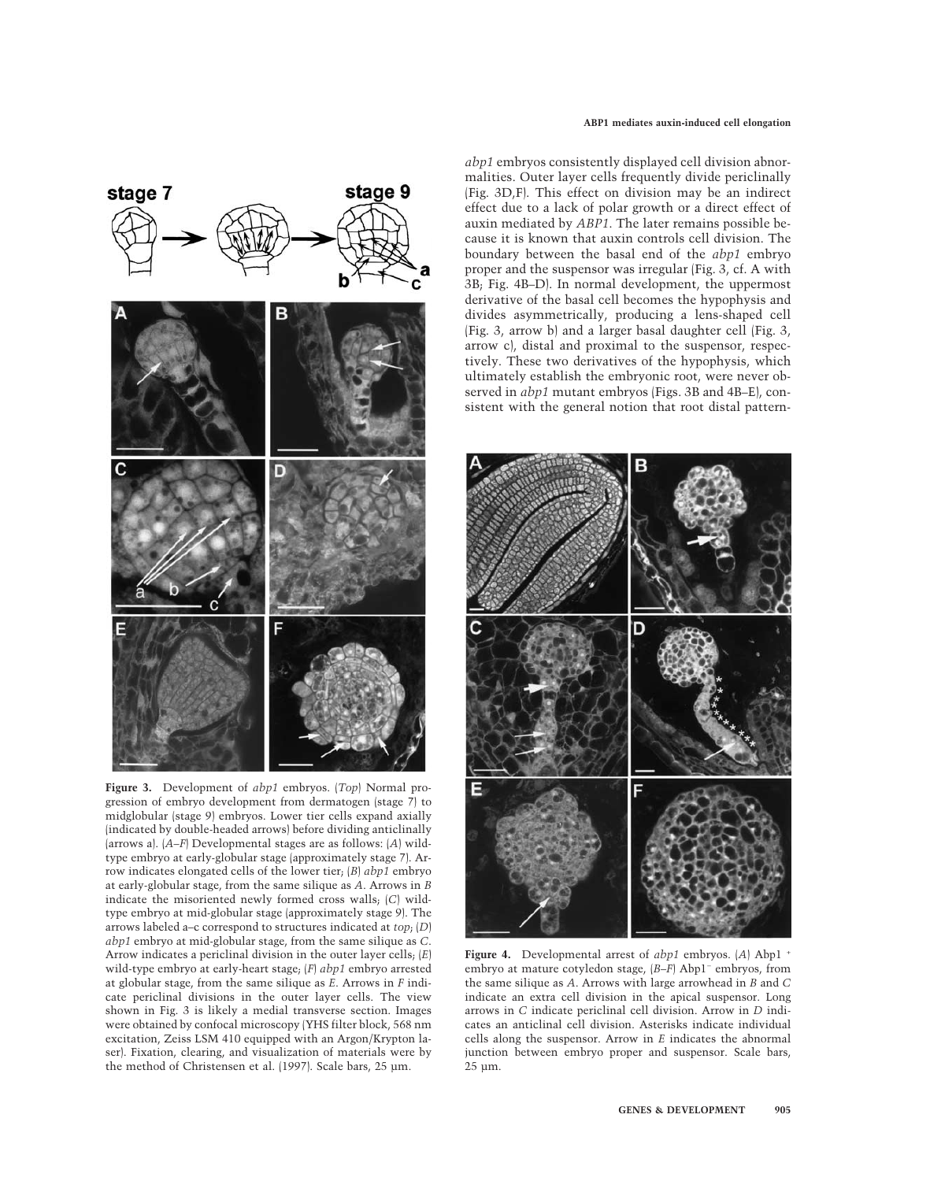*abp1* embryos consistently displayed cell division abnormalities. Outer layer cells frequently divide periclinally (Fig. 3D,F). This effect on division may be an indirect effect due to a lack of polar growth or a direct effect of auxin mediated by *ABP1*. The later remains possible because it is known that auxin controls cell division. The boundary between the basal end of the *abp1* embryo proper and the suspensor was irregular (Fig. 3, cf. A with 3B; Fig. 4B–D). In normal development, the uppermost derivative of the basal cell becomes the hypophysis and divides asymmetrically, producing a lens-shaped cell (Fig. 3, arrow b) and a larger basal daughter cell (Fig. 3, arrow c), distal and proximal to the suspensor, respectively. These two derivatives of the hypophysis, which ultimately establish the embryonic root, were never observed in *abp1* mutant embryos (Figs. 3B and 4B–E), consistent with the general notion that root distal pattern-

**Figure 3.** Development of *abp1* embryos. (*Top*) Normal progression of embryo development from dermatogen (stage 7) to midglobular (stage 9) embryos. Lower tier cells expand axially (indicated by double-headed arrows) before dividing anticlinally (arrows a). (*A*–*F*) Developmental stages are as follows: (*A*) wild-type embryo at early-globular stage (approximately stage 7). Arrow indicates elongated cells of the lower tier; (*B*) *abp1* embryo at early-globular stage, from the same silique as *A*. Arrows in *B* indicate the misoriented newly formed cross walls; (*C*) wild-type embryo at mid-globular stage (approximately stage 9). The arrows labeled a–c correspond to structures indicated at *top*; (*D*) *abp1* embryo at mid-globular stage, from the same silique as *C*. Arrow indicates a periclinal division in the outer layer cells; (*E*) wild-type embryo at early-heart stage; (*F*) *abp1* embryo arrested at globular stage, from the same silique as *E*. Arrows in *F* indicate periclinal divisions in the outer layer cells. The view shown in Fig. 3 is likely a medial transverse section. Images were obtained by confocal microscopy (YHS filter block, 568 nm excitation, Zeiss LSM 410 equipped with an Argon/Krypton laser). Fixation, clearing, and visualization of materials were by the method of Christensen et al. (1997). Scale bars, 25 µm.

**Figure 4.** Developmental arrest of *abp1* embryos. (*A*) Abp1 $^{+}$ embryo at mature cotyledon stage, (*B*–*F*) Abp1 $^{-}$ embryos, from the same silique as *A*. Arrows with large arrowhead in *B* and *C* indicate an extra cell division in the apical suspensor. Long arrows in *C* indicate periclinal cell division. Arrow in *D* indicates an anticlinal cell division. Asterisks indicate individual cells along the suspensor. Arrow in *E* indicates the abnormal junction between embryo proper and suspensor. Scale bars, 25 µm.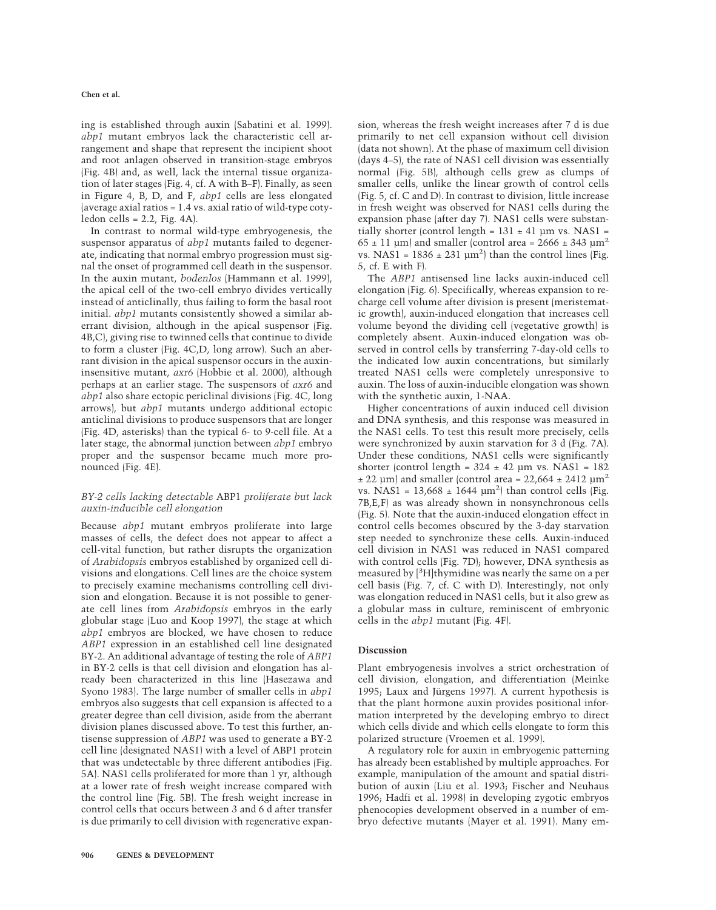ing is established through auxin (Sabatini et al. 1999). *abp1* mutant embryos lack the characteristic cell arrangement and shape that represent the incipient shoot and root anlagen observed in transition-stage embryos (Fig. 4B) and, as well, lack the internal tissue organization of later stages (Fig. 4, cf. A with B–F). Finally, as seen in Figure 4, B, D, and F, *abp1* cells are less elongated (average axial ratios = 1.4 vs. axial ratio of wild-type cotyledon cells = 2.2, Fig. 4A).

In contrast to normal wild-type embryogenesis, the suspensor apparatus of *abp1* mutants failed to degenerate, indicating that normal embryo progression must signal the onset of programmed cell death in the suspensor. In the auxin mutant, *bodenlos* (Hammann et al. 1999), the apical cell of the two-cell embryo divides vertically instead of anticlinally, thus failing to form the basal root initial. *abp1* mutants consistently showed a similar aberrant division, although in the apical suspensor (Fig. 4B,C), giving rise to twinned cells that continue to divide to form a cluster (Fig. 4C,D, long arrow). Such an aberrant division in the apical suspensor occurs in the auxin-insensitive mutant, *axr6* (Hobbie et al. 2000), although perhaps at an earlier stage. The suspensors of *axr6* and *abp1* also share ectopic periclinal divisions (Fig. 4C, long arrows), but *abp1* mutants undergo additional ectopic anticlinal divisions to produce suspensors that are longer (Fig. 4D, asterisks) than the typical 6- to 9-cell file. At a later stage, the abnormal junction between *abp1* embryo proper and the suspensor became much more pronounced (Fig. 4E).

### *BY-2 cells lacking detectable* ABP1 *proliferate but lack auxin-inducible cell elongation*

Because *abp1* mutant embryos proliferate into large masses of cells, the defect does not appear to affect a cell-vital function, but rather disrupts the organization of *Arabidopsis* embryos established by organized cell divisions and elongations. Cell lines are the choice system to precisely examine mechanisms controlling cell division and elongation. Because it is not possible to generate cell lines from *Arabidopsis* embryos in the early globular stage (Luo and Koop 1997), the stage at which *abp1* embryos are blocked, we have chosen to reduce *ABP1* expression in an established cell line designated BY-2. An additional advantage of testing the role of *ABP1* in BY-2 cells is that cell division and elongation has already been characterized in this line (Hasezawa and Syono 1983). The large number of smaller cells in *abp1* embryos also suggests that cell expansion is affected to a greater degree than cell division, aside from the aberrant division planes discussed above. To test this further, antisense suppression of *ABP1* was used to generate a BY-2 cell line (designated NAS1) with a level of ABP1 protein that was undetectable by three different antibodies (Fig. 5A). NAS1 cells proliferated for more than 1 yr, although at a lower rate of fresh weight increase compared with the control line (Fig. 5B). The fresh weight increase in control cells that occurs between 3 and 6 d after transfer is due primarily to cell division with regenerative expansion, whereas the fresh weight increases after 7 d is due primarily to net cell expansion without cell division (data not shown). At the phase of maximum cell division (days 4–5), the rate of NAS1 cell division was essentially normal (Fig. 5B), although cells grew as clumps of smaller cells, unlike the linear growth of control cells (Fig. 5, cf. C and D). In contrast to division, little increase in fresh weight was observed for NAS1 cells during the expansion phase (after day 7). NAS1 cells were substantially shorter (control length = 131 ± 41 µm vs. NAS1 = 65 ± 11 µm) and smaller (control area = 2666 ± 343 µm$^2$ vs. NAS1 = 1836 ± 231 µm$^2$) than the control lines (Fig. 5, cf. E with F).

The *ABP1* antisensed line lacks auxin-induced cell elongation (Fig. 6). Specifically, whereas expansion to recharge cell volume after division is present (meristematic growth), auxin-induced elongation that increases cell volume beyond the dividing cell (vegetative growth) is completely absent. Auxin-induced elongation was observed in control cells by transferring 7-day-old cells to the indicated low auxin concentrations, but similarly treated NAS1 cells were completely unresponsive to auxin. The loss of auxin-inducible elongation was shown with the synthetic auxin, 1-NAA.

Higher concentrations of auxin induced cell division and DNA synthesis, and this response was measured in the NAS1 cells. To test this result more precisely, cells were synchronized by auxin starvation for 3 d (Fig. 7A). Under these conditions, NAS1 cells were significantly shorter (control length = 324 ± 42 µm vs. NAS1 = 182 ± 22 µm) and smaller (control area = 22,664 ± 2412 µm$^2$ vs. NAS1 = 13,668 ± 1644 µm$^2$) than control cells (Fig. 7B,E,F) as was already shown in nonsynchronous cells (Fig. 5). Note that the auxin-induced elongation effect in control cells becomes obscured by the 3-day starvation step needed to synchronize these cells. Auxin-induced cell division in NAS1 was reduced in NAS1 compared with control cells (Fig. 7D); however, DNA synthesis as measured by [$^3$H]thymidine was nearly the same on a per cell basis (Fig. 7, cf. C with D). Interestingly, not only was elongation reduced in NAS1 cells, but it also grew as a globular mass in culture, reminiscent of embryonic cells in the *abp1* mutant (Fig. 4F).

## Discussion

Plant embryogenesis involves a strict orchestration of cell division, elongation, and differentiation (Meinke 1995; Laux and Jürgens 1997). A current hypothesis is that the plant hormone auxin provides positional information interpreted by the developing embryo to direct which cells divide and which cells elongate to form this polarized structure (Vroemen et al. 1999).

A regulatory role for auxin in embryogenic patterning has already been established by multiple approaches. For example, manipulation of the amount and spatial distribution of auxin (Liu et al. 1993; Fischer and Neuhaus 1996; Hadfi et al. 1998) in developing zygotic embryos phenocopies development observed in a number of embryo defective mutants (Mayer et al. 1991). Many em-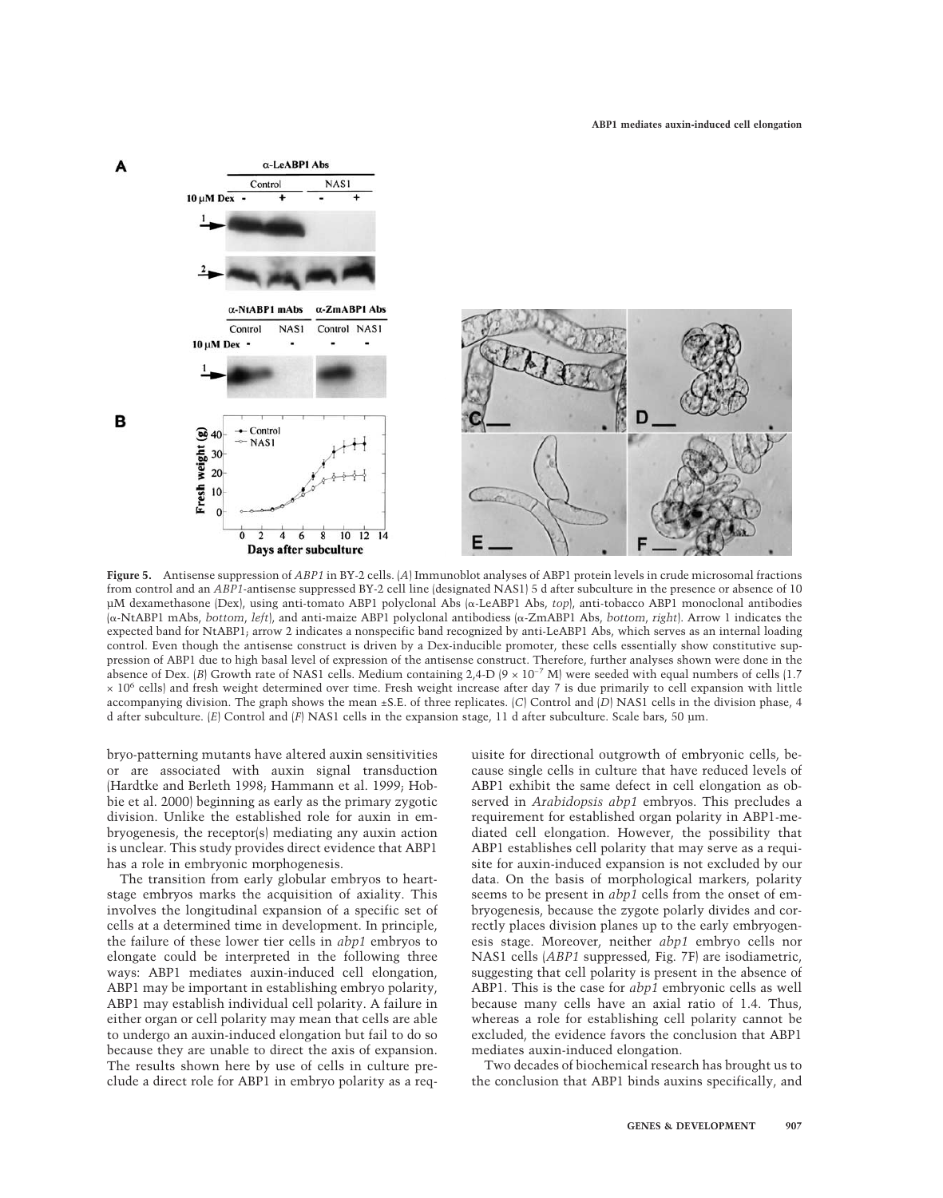**Figure 5.** Antisense suppression of *ABP1* in BY-2 cells. (*A*) Immunoblot analyses of ABP1 protein levels in crude microsomal fractions from control and an *ABP1*-antisense suppressed BY-2 cell line (designated NAS1) 5 d after subculture in the presence or absence of 10 µM dexamethasone (Dex), using anti-tomato ABP1 polyclonal Abs (α-LeABP1 Abs, *top*), anti-tobacco ABP1 monoclonal antibodies (α-NtABP1 mAbs, *bottom*, *left*), and anti-maize ABP1 polyclonal antibodiess (α-ZmABP1 Abs, *bottom*, *right*). Arrow 1 indicates the expected band for NtABP1; arrow 2 indicates a nonspecific band recognized by anti-LeABP1 Abs, which serves as an internal loading control. Even though the antisense construct is driven by a Dex-inducible promoter, these cells essentially show constitutive suppression of ABP1 due to high basal level of expression of the antisense construct. Therefore, further analyses shown were done in the absence of Dex. (*B*) Growth rate of NAS1 cells. Medium containing 2,4-D ($9 \times 10^{-7}$ M) were seeded with equal numbers of cells ($1.7 \times 10^6$ cells) and fresh weight determined over time. Fresh weight increase after day 7 is due primarily to cell expansion with little accompanying division. The graph shows the mean ±S.E. of three replicates. (*C*) Control and (*D*) NAS1 cells in the division phase, 4 d after subculture. (*E*) Control and (*F*) NAS1 cells in the expansion stage, 11 d after subculture. Scale bars, 50 µm.

bryo-patterning mutants have altered auxin sensitivities or are associated with auxin signal transduction (Hardtke and Berleth 1998; Hammann et al. 1999; Hobbie et al. 2000) beginning as early as the primary zygotic division. Unlike the established role for auxin in embryogenesis, the receptor(s) mediating any auxin action is unclear. This study provides direct evidence that ABP1 has a role in embryonic morphogenesis.

The transition from early globular embryos to heart-stage embryos marks the acquisition of axiality. This involves the longitudinal expansion of a specific set of cells at a determined time in development. In principle, the failure of these lower tier cells in *abp1* embryos to elongate could be interpreted in the following three ways: ABP1 mediates auxin-induced cell elongation, ABP1 may be important in establishing embryo polarity, ABP1 may establish individual cell polarity. A failure in either organ or cell polarity may mean that cells are able to undergo an auxin-induced elongation but fail to do so because they are unable to direct the axis of expansion. The results shown here by use of cells in culture preclude a direct role for ABP1 in embryo polarity as a requisite for directional outgrowth of embryonic cells, because single cells in culture that have reduced levels of ABP1 exhibit the same defect in cell elongation as observed in *Arabidopsis abp1* embryos. This precludes a requirement for established organ polarity in ABP1-mediated cell elongation. However, the possibility that ABP1 establishes cell polarity that may serve as a requisite for auxin-induced expansion is not excluded by our data. On the basis of morphological markers, polarity seems to be present in *abp1* cells from the onset of embryogenesis, because the zygote polarly divides and correctly places division planes up to the early embryogenesis stage. Moreover, neither *abp1* embryo cells nor NAS1 cells (*ABP1* suppressed, Fig. 7F) are isodiametric, suggesting that cell polarity is present in the absence of ABP1. This is the case for *abp1* embryonic cells as well because many cells have an axial ratio of 1.4. Thus, whereas a role for establishing cell polarity cannot be excluded, the evidence favors the conclusion that ABP1 mediates auxin-induced elongation.

Two decades of biochemical research has brought us to the conclusion that ABP1 binds auxins specifically, and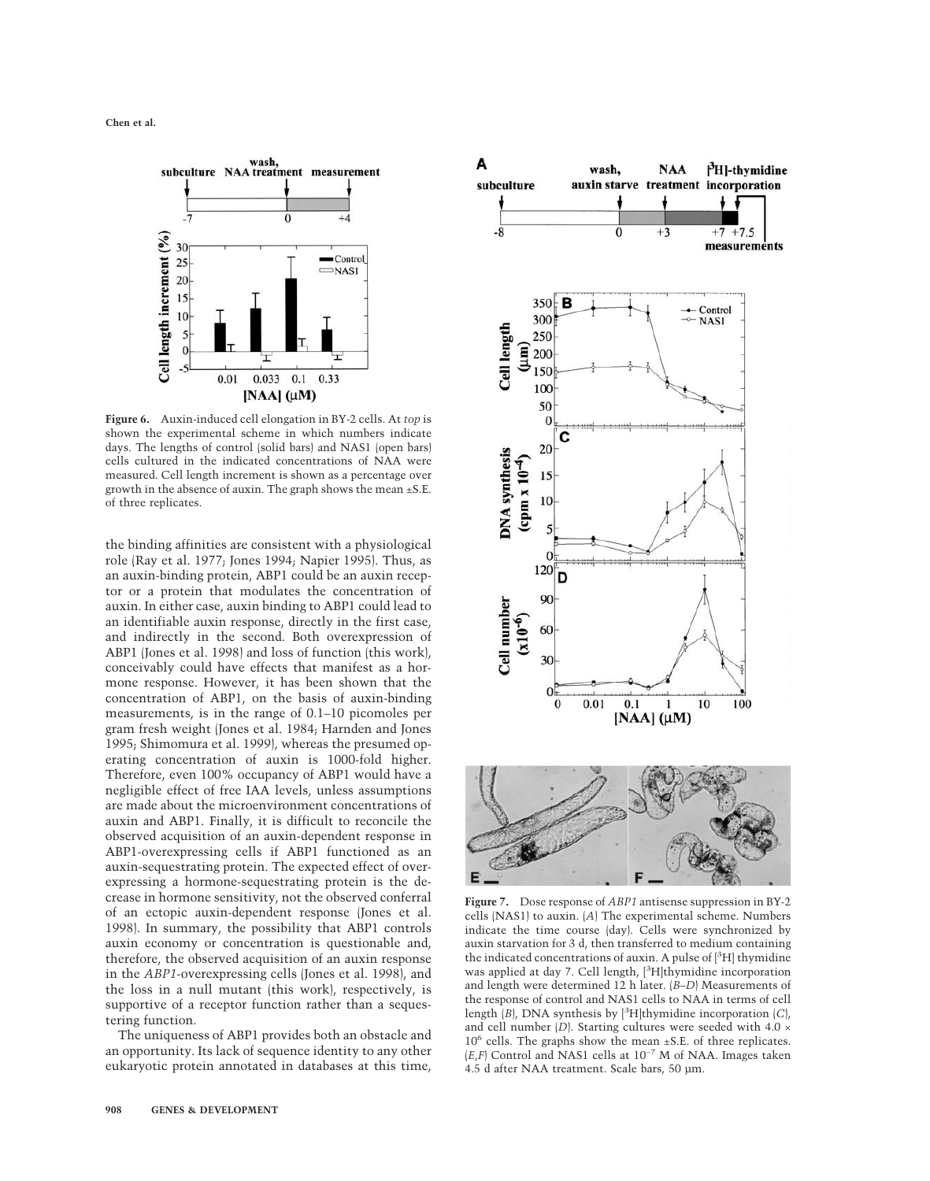**Figure 6.** Auxin-induced cell elongation in BY-2 cells. At *top* is shown the experimental scheme in which numbers indicate days. The lengths of control (solid bars) and NAS1 (open bars) cells cultured in the indicated concentrations of NAA were measured. Cell length increment is shown as a percentage over growth in the absence of auxin. The graph shows the mean ±S.E. of three replicates.

the binding affinities are consistent with a physiological role (Ray et al. 1977; Jones 1994; Napier 1995). Thus, as an auxin-binding protein, ABP1 could be an auxin receptor or a protein that modulates the concentration of auxin. In either case, auxin binding to ABP1 could lead to an identifiable auxin response, directly in the first case, and indirectly in the second. Both overexpression of ABP1 (Jones et al. 1998) and loss of function (this work), conceivably could have effects that manifest as a hormone response. However, it has been shown that the concentration of ABP1, on the basis of auxin-binding measurements, is in the range of 0.1–10 picomoles per gram fresh weight (Jones et al. 1984; Harnden and Jones 1995; Shimomura et al. 1999), whereas the presumed operating concentration of auxin is 1000-fold higher. Therefore, even 100% occupancy of ABP1 would have a negligible effect of free IAA levels, unless assumptions are made about the microenvironment concentrations of auxin and ABP1. Finally, it is difficult to reconcile the observed acquisition of an auxin-dependent response in ABP1-overexpressing cells if ABP1 functioned as an auxin-sequestrating protein. The expected effect of overexpressing a hormone-sequestrating protein is the decrease in hormone sensitivity, not the observed conferral of an ectopic auxin-dependent response (Jones et al. 1998). In summary, the possibility that ABP1 controls auxin economy or concentration is questionable and, therefore, the observed acquisition of an auxin response in the *ABP1*-overexpressing cells (Jones et al. 1998), and the loss in a null mutant (this work), respectively, is supportive of a receptor function rather than a sequestering function.

The uniqueness of ABP1 provides both an obstacle and an opportunity. Its lack of sequence identity to any other eukaryotic protein annotated in databases at this time,

**Figure 7.** Dose response of *ABP1* antisense suppression in BY-2 cells (NAS1) to auxin. (*A*) The experimental scheme. Numbers indicate the time course (day). Cells were synchronized by auxin starvation for 3 d, then transferred to medium containing the indicated concentrations of auxin. A pulse of [$^3$H] thymidine was applied at day 7. Cell length, [$^3$H]thymidine incorporation and length were determined 12 h later. (*B–D*) Measurements of the response of control and NAS1 cells to NAA in terms of cell length (*B*), DNA synthesis by [$^3$H]thymidine incorporation (*C*), and cell number (*D*). Starting cultures were seeded with $4.0 \times 10^6$ cells. The graphs show the mean ±S.E. of three replicates. (*E*,*F*) Control and NAS1 cells at $10^{-7}$ M of NAA. Images taken 4.5 d after NAA treatment. Scale bars, 50 µm.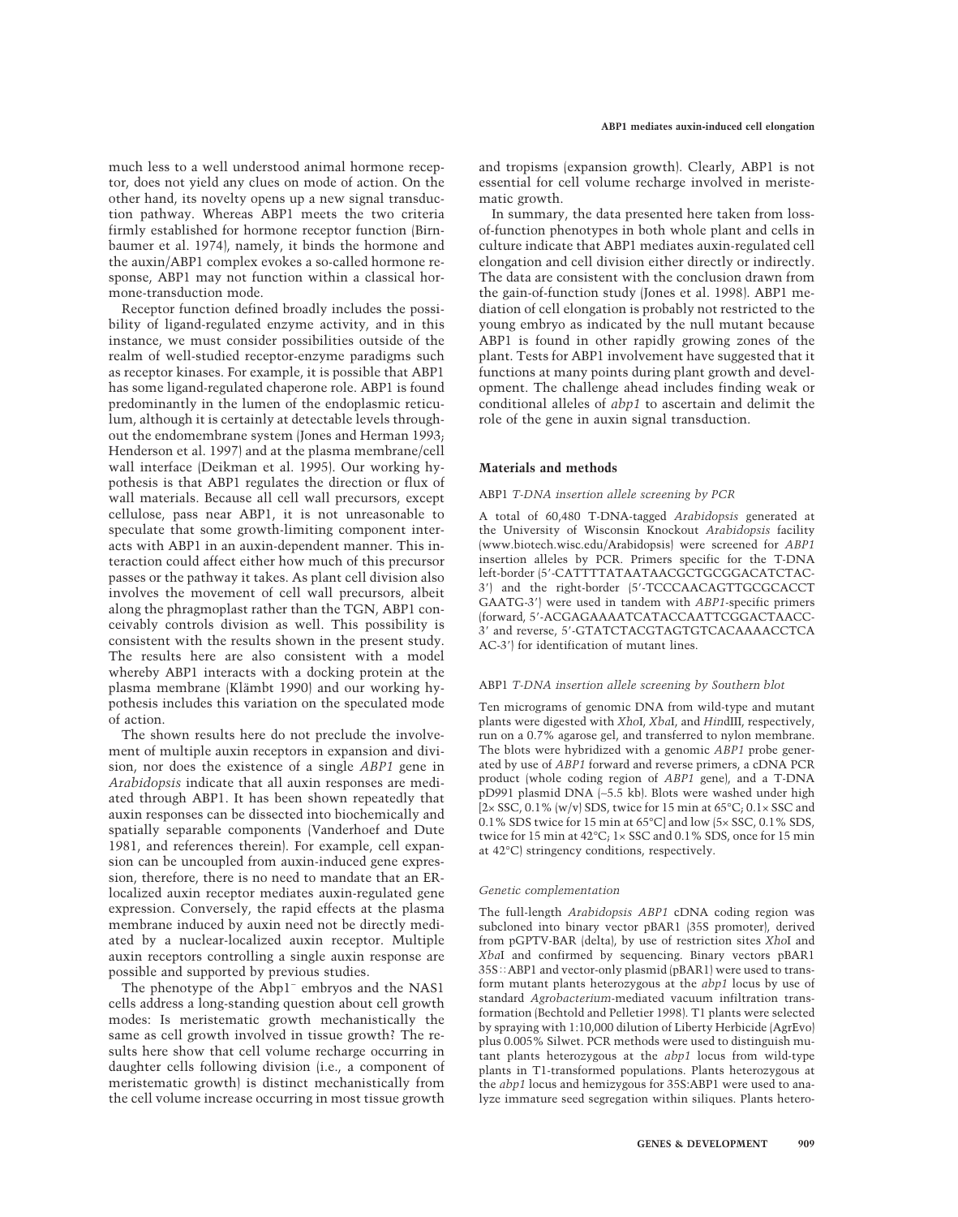much less to a well understood animal hormone receptor, does not yield any clues on mode of action. On the other hand, its novelty opens up a new signal transduction pathway. Whereas ABP1 meets the two criteria firmly established for hormone receptor function (Birnbaumer et al. 1974), namely, it binds the hormone and the auxin/ABP1 complex evokes a so-called hormone response, ABP1 may not function within a classical hormone-transduction mode.

Receptor function defined broadly includes the possibility of ligand-regulated enzyme activity, and in this instance, we must consider possibilities outside of the realm of well-studied receptor-enzyme paradigms such as receptor kinases. For example, it is possible that ABP1 has some ligand-regulated chaperone role. ABP1 is found predominantly in the lumen of the endoplasmic reticulum, although it is certainly at detectable levels throughout the endomembrane system (Jones and Herman 1993; Henderson et al. 1997) and at the plasma membrane/cell wall interface (Deikman et al. 1995). Our working hypothesis is that ABP1 regulates the direction or flux of wall materials. Because all cell wall precursors, except cellulose, pass near ABP1, it is not unreasonable to speculate that some growth-limiting component interacts with ABP1 in an auxin-dependent manner. This interaction could affect either how much of this precursor passes or the pathway it takes. As plant cell division also involves the movement of cell wall precursors, albeit along the phragmoplast rather than the TGN, ABP1 conceivably controls division as well. This possibility is consistent with the results shown in the present study. The results here are also consistent with a model whereby ABP1 interacts with a docking protein at the plasma membrane (Klämbt 1990) and our working hypothesis includes this variation on the speculated mode of action.

The shown results here do not preclude the involvement of multiple auxin receptors in expansion and division, nor does the existence of a single *ABP1* gene in *Arabidopsis* indicate that all auxin responses are mediated through ABP1. It has been shown repeatedly that auxin responses can be dissected into biochemically and spatially separable components (Vanderhoef and Dute 1981, and references therein). For example, cell expansion can be uncoupled from auxin-induced gene expression, therefore, there is no need to mandate that an ER-localized auxin receptor mediates auxin-regulated gene expression. Conversely, the rapid effects at the plasma membrane induced by auxin need not be directly mediated by a nuclear-localized auxin receptor. Multiple auxin receptors controlling a single auxin response are possible and supported by previous studies.

The phenotype of the Abp1$^{-}$ embryos and the NAS1 cells address a long-standing question about cell growth modes: Is meristematic growth mechanistically the same as cell growth involved in tissue growth? The results here show that cell volume recharge occurring in daughter cells following division (i.e., a component of meristematic growth) is distinct mechanistically from the cell volume increase occurring in most tissue growth and tropisms (expansion growth). Clearly, ABP1 is not essential for cell volume recharge involved in meristematic growth.

In summary, the data presented here taken from loss-of-function phenotypes in both whole plant and cells in culture indicate that ABP1 mediates auxin-regulated cell elongation and cell division either directly or indirectly. The data are consistent with the conclusion drawn from the gain-of-function study (Jones et al. 1998). ABP1 mediation of cell elongation is probably not restricted to the young embryo as indicated by the null mutant because ABP1 is found in other rapidly growing zones of the plant. Tests for ABP1 involvement have suggested that it functions at many points during plant growth and development. The challenge ahead includes finding weak or conditional alleles of *abp1* to ascertain and delimit the role of the gene in auxin signal transduction.

## Materials and methods

### *ABP1 T-DNA insertion allele screening by PCR*

A total of 60,480 T-DNA-tagged *Arabidopsis* generated at the University of Wisconsin Knockout *Arabidopsis* facility (www.biotech.wisc.edu/Arabidopsis) were screened for *ABP1* insertion alleles by PCR. Primers specific for the T-DNA left-border (5′-CATTTTATAATAACGCTGCGGACATCTAC-3′) and the right-border (5′-TCCCAACAGTTGCGCACCT GAATG-3′) were used in tandem with *ABP1*-specific primers (forward, 5′-ACGAGAAAATCATACCAATTCGGACTAACC-3′ and reverse, 5′-GTATCTACGTAGTGTCACAAAACCTCA AC-3′) for identification of mutant lines.

### *ABP1 T-DNA insertion allele screening by Southern blot*

Ten micrograms of genomic DNA from wild-type and mutant plants were digested with *Xho*I, *Xba*I, and *Hin*dIII, respectively, run on a 0.7% agarose gel, and transferred to nylon membrane. The blots were hybridized with a genomic *ABP1* probe generated by use of *ABP1* forward and reverse primers, a cDNA PCR product (whole coding region of *ABP1* gene), and a T-DNA pD991 plasmid DNA (~5.5 kb). Blots were washed under high [2× SSC, 0.1% (w/v) SDS, twice for 15 min at 65°C; 0.1× SSC and 0.1% SDS twice for 15 min at 65°C] and low (5× SSC, 0.1% SDS, twice for 15 min at 42°C; 1× SSC and 0.1% SDS, once for 15 min at 42°C) stringency conditions, respectively.

### *Genetic complementation*

The full-length *Arabidopsis ABP1* cDNA coding region was subcloned into binary vector pBAR1 (35S promoter), derived from pGPTV-BAR (delta), by use of restriction sites *Xho*I and *Xba*I and confirmed by sequencing. Binary vectors pBAR1 35S::ABP1 and vector-only plasmid (pBAR1) were used to transform mutant plants heterozygous at the *abp1* locus by use of standard *Agrobacterium*-mediated vacuum infiltration transformation (Bechtold and Pelletier 1998). T1 plants were selected by spraying with 1:10,000 dilution of Liberty Herbicide (AgrEvo) plus 0.005% Silwet. PCR methods were used to distinguish mutant plants heterozygous at the *abp1* locus from wild-type plants in T1-transformed populations. Plants heterozygous at the *abp1* locus and hemizygous for 35S:ABP1 were used to analyze immature seed segregation within siliques. Plants hetero-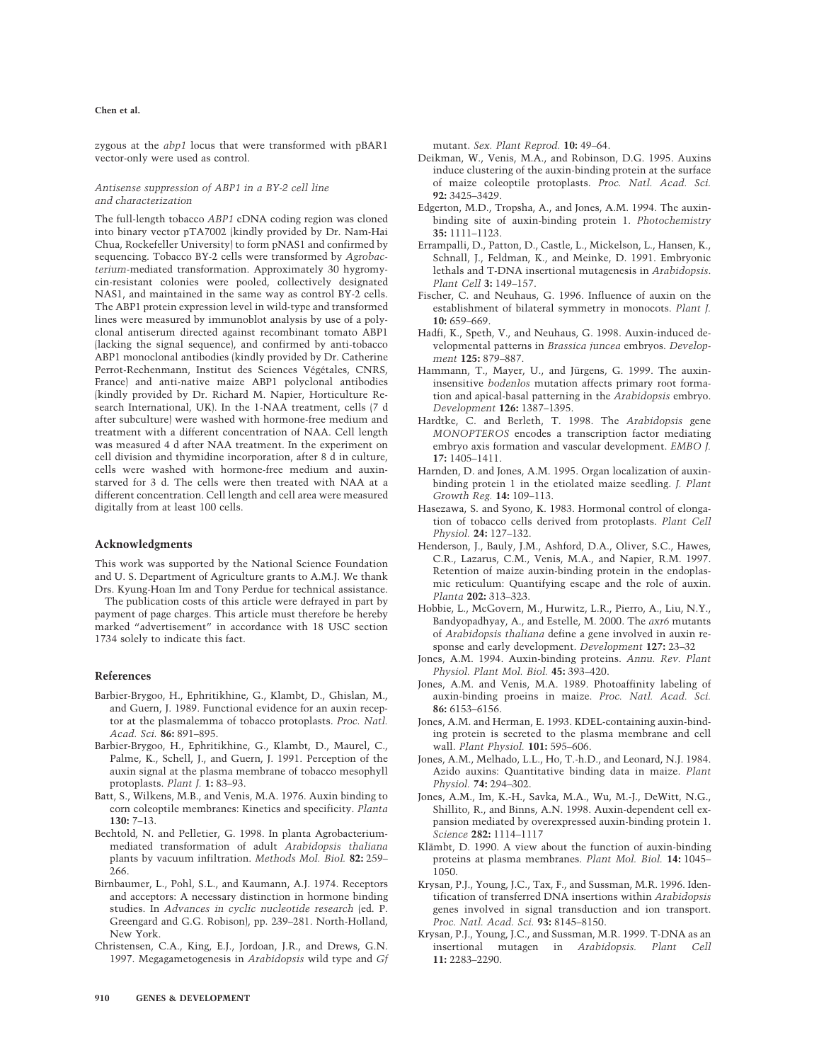zygous at the *abp1* locus that were transformed with pBAR1 vector-only were used as control.

### *Antisense suppression of ABP1 in a BY-2 cell line and characterization*

The full-length tobacco *ABP1* cDNA coding region was cloned into binary vector pTA7002 (kindly provided by Dr. Nam-Hai Chua, Rockefeller University) to form pNAS1 and confirmed by sequencing. Tobacco BY-2 cells were transformed by *Agrobacterium*-mediated transformation. Approximately 30 hygromycin-resistant colonies were pooled, collectively designated NAS1, and maintained in the same way as control BY-2 cells. The ABP1 protein expression level in wild-type and transformed lines were measured by immunoblot analysis by use of a polyclonal antiserum directed against recombinant tomato ABP1 (lacking the signal sequence), and confirmed by anti-tobacco ABP1 monoclonal antibodies (kindly provided by Dr. Catherine Perrot-Rechenmann, Institut des Sciences Végétales, CNRS, France) and anti-native maize ABP1 polyclonal antibodies (kindly provided by Dr. Richard M. Napier, Horticulture Research International, UK). In the 1-NAA treatment, cells (7 d after subculture) were washed with hormone-free medium and treatment with a different concentration of NAA. Cell length was measured 4 d after NAA treatment. In the experiment on cell division and thymidine incorporation, after 8 d in culture, cells were washed with hormone-free medium and auxin-starved for 3 d. The cells were then treated with NAA at a different concentration. Cell length and cell area were measured digitally from at least 100 cells.

## Acknowledgments

This work was supported by the National Science Foundation and U. S. Department of Agriculture grants to A.M.J. We thank Drs. Kyung-Hoan Im and Tony Perdue for technical assistance.

The publication costs of this article were defrayed in part by payment of page charges. This article must therefore be hereby marked "advertisement" in accordance with 18 USC section 1734 solely to indicate this fact.

## References

- Barbier-Brygoo, H., Ephritikhine, G., Klambt, D., Ghislan, M., and Guern, J. 1989. Functional evidence for an auxin receptor at the plasmalemma of tobacco protoplasts. *Proc. Natl. Acad. Sci.* **86:** 891–895.
- Barbier-Brygoo, H., Ephritikhine, G., Klambt, D., Maurel, C., Palme, K., Schell, J., and Guern, J. 1991. Perception of the auxin signal at the plasma membrane of tobacco mesophyll protoplasts. *Plant J.* **1:** 83–93.
- Batt, S., Wilkens, M.B., and Venis, M.A. 1976. Auxin binding to corn coleoptile membranes: Kinetics and specificity. *Planta* **130:** 7–13.
- Bechtold, N. and Pelletier, G. 1998. In planta Agrobacterium-mediated transformation of adult *Arabidopsis thaliana* plants by vacuum infiltration. *Methods Mol. Biol.* **82:** 259–266.
- Birnbaumer, L., Pohl, S.L., and Kaumann, A.J. 1974. Receptors and acceptors: A necessary distinction in hormone binding studies. In *Advances in cyclic nucleotide research* (ed. P. Greengard and G.G. Robison), pp. 239–281. North-Holland, New York.
- Christensen, C.A., King, E.J., Jordoan, J.R., and Drews, G.N. 1997. Megagametogenesis in *Arabidopsis* wild type and *Gf* mutant. *Sex. Plant Reprod.* **10:** 49–64.
- Deikman, W., Venis, M.A., and Robinson, D.G. 1995. Auxins induce clustering of the auxin-binding protein at the surface of maize coleoptile protoplasts. *Proc. Natl. Acad. Sci.* **92:** 3425–3429.
- Edgerton, M.D., Tropsha, A., and Jones, A.M. 1994. The auxin-binding site of auxin-binding protein 1. *Photochemistry* **35:** 1111–1123.
- Errampalli, D., Patton, D., Castle, L., Mickelson, L., Hansen, K., Schnall, J., Feldman, K., and Meinke, D. 1991. Embryonic lethals and T-DNA insertional mutagenesis in *Arabidopsis*. *Plant Cell* **3:** 149–157.
- Fischer, C. and Neuhaus, G. 1996. Influence of auxin on the establishment of bilateral symmetry in monocots. *Plant J.* **10:** 659–669.
- Hadfi, K., Speth, V., and Neuhaus, G. 1998. Auxin-induced developmental patterns in *Brassica juncea* embryos. *Development* **125:** 879–887.
- Hammann, T., Mayer, U., and Jürgens, G. 1999. The auxin-insensitive *bodenlos* mutation affects primary root formation and apical-basal patterning in the *Arabidopsis* embryo. *Development* **126:** 1387–1395.
- Hardtke, C. and Berleth, T. 1998. The *Arabidopsis* gene *MONOPTEROS* encodes a transcription factor mediating embryo axis formation and vascular development. *EMBO J.* **17:** 1405–1411.
- Harnden, D. and Jones, A.M. 1995. Organ localization of auxin-binding protein 1 in the etiolated maize seedling. *J. Plant Growth Reg.* **14:** 109–113.
- Hasezawa, S. and Syono, K. 1983. Hormonal control of elongation of tobacco cells derived from protoplasts. *Plant Cell Physiol.* **24:** 127–132.
- Henderson, J., Bauly, J.M., Ashford, D.A., Oliver, S.C., Hawes, C.R., Lazarus, C.M., Venis, M.A., and Napier, R.M. 1997. Retention of maize auxin-binding protein in the endoplasmic reticulum: Quantifying escape and the role of auxin. *Planta* **202:** 313–323.
- Hobbie, L., McGovern, M., Hurwitz, L.R., Pierro, A., Liu, N.Y., Bandyopadhyay, A., and Estelle, M. 2000. The *axr6* mutants of *Arabidopsis thaliana* define a gene involved in auxin response and early development. *Development* **127:** 23–32
- Jones, A.M. 1994. Auxin-binding proteins. *Annu. Rev. Plant Physiol. Plant Mol. Biol.* **45:** 393–420.
- Jones, A.M. and Venis, M.A. 1989. Photoaffinity labeling of auxin-binding proeins in maize. *Proc. Natl. Acad. Sci.* **86:** 6153–6156.
- Jones, A.M. and Herman, E. 1993. KDEL-containing auxin-binding protein is secreted to the plasma membrane and cell wall. *Plant Physiol.* **101:** 595–606.
- Jones, A.M., Melhado, L.L., Ho, T.-h.D., and Leonard, N.J. 1984. Azido auxins: Quantitative binding data in maize. *Plant Physiol.* **74:** 294–302.
- Jones, A.M., Im, K.-H., Savka, M.A., Wu, M.-J., DeWitt, N.G., Shillito, R., and Binns, A.N. 1998. Auxin-dependent cell expansion mediated by overexpressed auxin-binding protein 1. *Science* **282:** 1114–1117
- Klämbt, D. 1990. A view about the function of auxin-binding proteins at plasma membranes. *Plant Mol. Biol.* **14:** 1045–1050.
- Krysan, P.J., Young, J.C., Tax, F., and Sussman, M.R. 1996. Identification of transferred DNA insertions within *Arabidopsis* genes involved in signal transduction and ion transport. *Proc. Natl. Acad. Sci.* **93:** 8145–8150.
- Krysan, P.J., Young, J.C., and Sussman, M.R. 1999. T-DNA as an insertional mutagen in *Arabidopsis*. *Plant Cell* **11:** 2283–2290.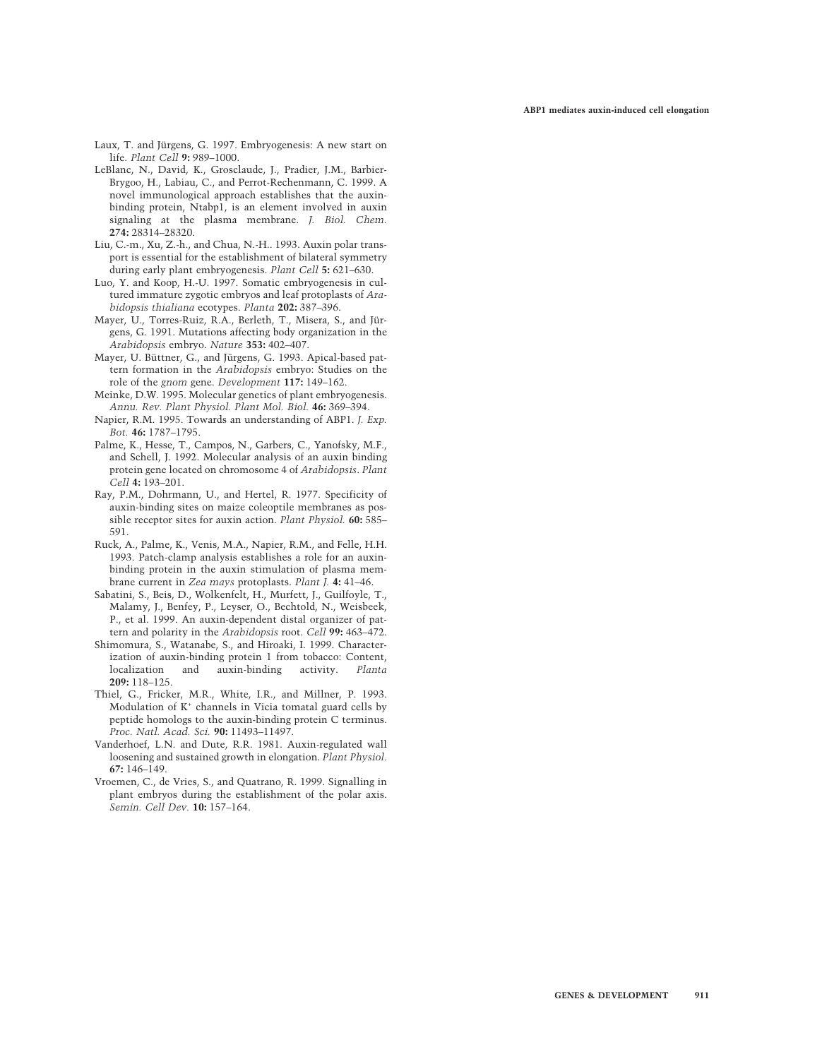Laux, T. and Jürgens, G. 1997. Embryogenesis: A new start on life. *Plant Cell* **9:** 989–1000.

LeBlanc, N., David, K., Grosclaude, J., Pradier, J.M., Barbier-Brygoo, H., Labiau, C., and Perrot-Rechenmann, C. 1999. A novel immunological approach establishes that the auxin-binding protein, Ntabp1, is an element involved in auxin signaling at the plasma membrane. *J. Biol. Chem.* **274:** 28314–28320.

Liu, C.-m., Xu, Z.-h., and Chua, N.-H.. 1993. Auxin polar transport is essential for the establishment of bilateral symmetry during early plant embryogenesis. *Plant Cell* **5:** 621–630.

Luo, Y. and Koop, H.-U. 1997. Somatic embryogenesis in cultured immature zygotic embryos and leaf protoplasts of *Arabidopsis thialiana* ecotypes. *Planta* **202:** 387–396.

Mayer, U., Torres-Ruiz, R.A., Berleth, T., Misera, S., and Jürgens, G. 1991. Mutations affecting body organization in the *Arabidopsis* embryo. *Nature* **353:** 402–407.

Mayer, U. Büttner, G., and Jürgens, G. 1993. Apical-based pattern formation in the *Arabidopsis* embryo: Studies on the role of the *gnom* gene. *Development* **117:** 149–162.

Meinke, D.W. 1995. Molecular genetics of plant embryogenesis. *Annu. Rev. Plant Physiol. Plant Mol. Biol.* **46:** 369–394.

Napier, R.M. 1995. Towards an understanding of ABP1. *J. Exp. Bot.* **46:** 1787–1795.

Palme, K., Hesse, T., Campos, N., Garbers, C., Yanofsky, M.F., and Schell, J. 1992. Molecular analysis of an auxin binding protein gene located on chromosome 4 of *Arabidopsis*. *Plant Cell* **4:** 193–201.

Ray, P.M., Dohrmann, U., and Hertel, R. 1977. Specificity of auxin-binding sites on maize coleoptile membranes as possible receptor sites for auxin action. *Plant Physiol.* **60:** 585–591.

Ruck, A., Palme, K., Venis, M.A., Napier, R.M., and Felle, H.H. 1993. Patch-clamp analysis establishes a role for an auxin-binding protein in the auxin stimulation of plasma membrane current in *Zea mays* protoplasts. *Plant J.* **4:** 41–46.

Sabatini, S., Beis, D., Wolkenfelt, H., Murfett, J., Guilfoyle, T., Malamy, J., Benfey, P., Leyser, O., Bechtold, N., Weisbeek, P., et al. 1999. An auxin-dependent distal organizer of pattern and polarity in the *Arabidopsis* root. *Cell* **99:** 463–472.

Shimomura, S., Watanabe, S., and Hiroaki, I. 1999. Characterization of auxin-binding protein 1 from tobacco: Content, localization and auxin-binding activity. *Planta* **209:** 118–125.

Thiel, G., Fricker, M.R., White, I.R., and Millner, P. 1993. Modulation of $K^+$ channels in Vicia tomatal guard cells by peptide homologs to the auxin-binding protein C terminus. *Proc. Natl. Acad. Sci.* **90:** 11493–11497.

Vanderhoef, L.N. and Dute, R.R. 1981. Auxin-regulated wall loosening and sustained growth in elongation. *Plant Physiol.* **67:** 146–149.

Vroemen, C., de Vries, S., and Quatrano, R. 1999. Signalling in plant embryos during the establishment of the polar axis. *Semin. Cell Dev.* **10:** 157–164.